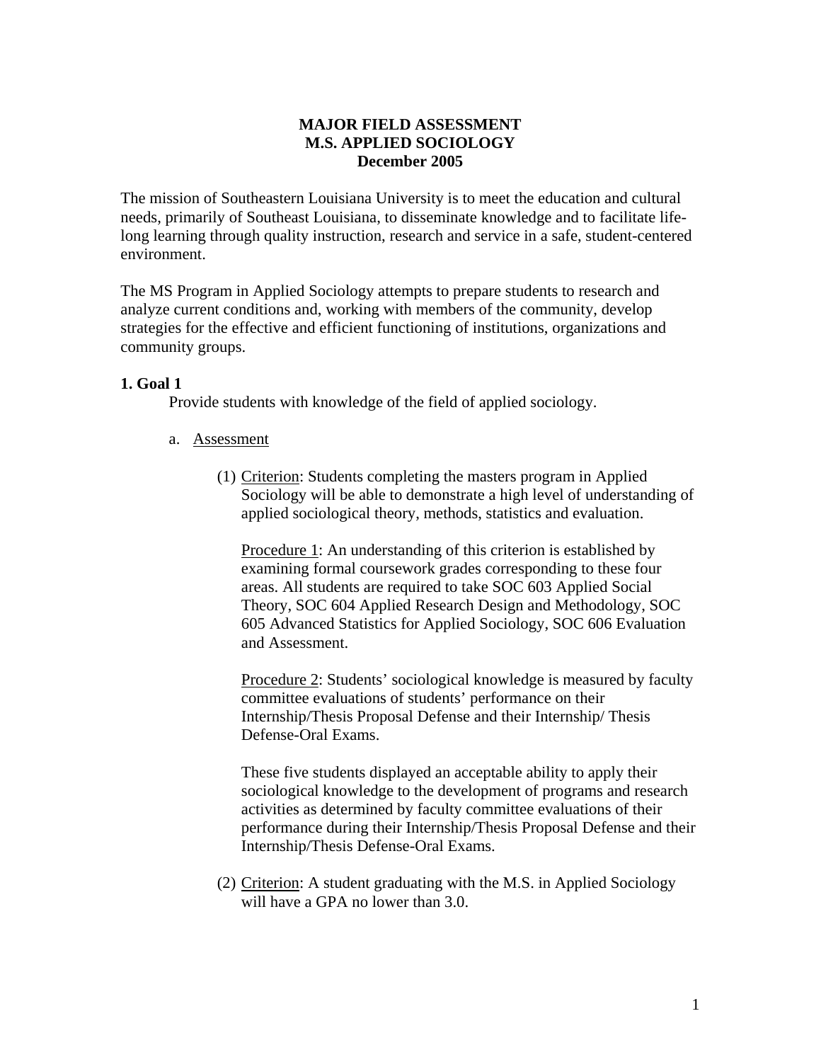**MAJOR FIELD ASSESSMENT**
**M.S. APPLIED SOCIOLOGY**
**December 2005**

The mission of Southeastern Louisiana University is to meet the education and cultural needs, primarily of Southeast Louisiana, to disseminate knowledge and to facilitate life-long learning through quality instruction, research and service in a safe, student-centered environment.

The MS Program in Applied Sociology attempts to prepare students to research and analyze current conditions and, working with members of the community, develop strategies for the effective and efficient functioning of institutions, organizations and community groups.

**1. Goal 1**

Provide students with knowledge of the field of applied sociology.

a. <u>Assessment</u>

(1) <u>Criterion</u>: Students completing the masters program in Applied Sociology will be able to demonstrate a high level of understanding of applied sociological theory, methods, statistics and evaluation.

<u>Procedure 1</u>: An understanding of this criterion is established by examining formal coursework grades corresponding to these four areas. All students are required to take SOC 603 Applied Social Theory, SOC 604 Applied Research Design and Methodology, SOC 605 Advanced Statistics for Applied Sociology, SOC 606 Evaluation and Assessment.

<u>Procedure 2</u>: Students' sociological knowledge is measured by faculty committee evaluations of students' performance on their Internship/Thesis Proposal Defense and their Internship/ Thesis Defense-Oral Exams.

These five students displayed an acceptable ability to apply their sociological knowledge to the development of programs and research activities as determined by faculty committee evaluations of their performance during their Internship/Thesis Proposal Defense and their Internship/Thesis Defense-Oral Exams.

(2) <u>Criterion</u>: A student graduating with the M.S. in Applied Sociology will have a GPA no lower than 3.0.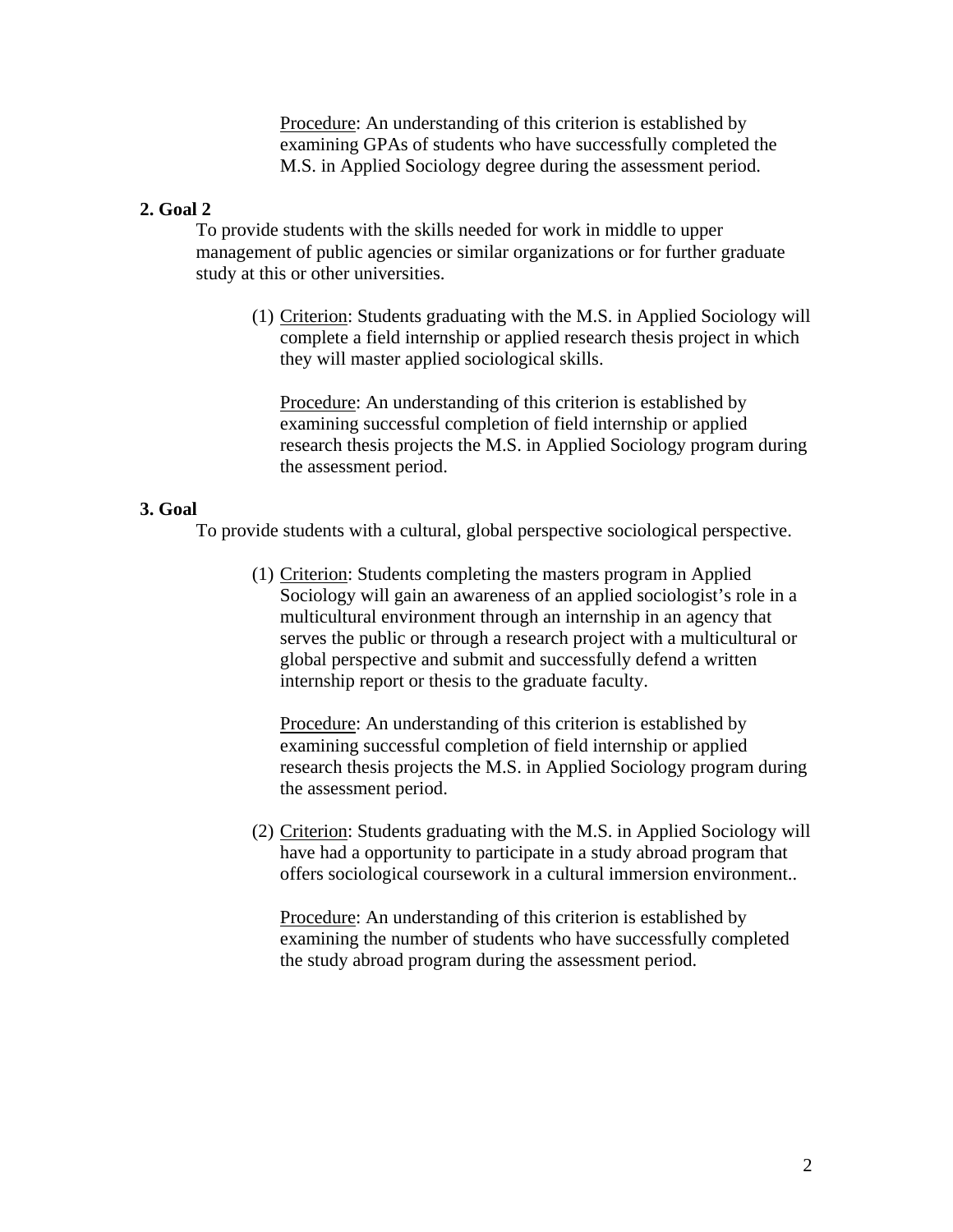Procedure: An understanding of this criterion is established by examining GPAs of students who have successfully completed the M.S. in Applied Sociology degree during the assessment period.

**2. Goal 2**

To provide students with the skills needed for work in middle to upper management of public agencies or similar organizations or for further graduate study at this or other universities.

(1) Criterion: Students graduating with the M.S. in Applied Sociology will complete a field internship or applied research thesis project in which they will master applied sociological skills.

Procedure: An understanding of this criterion is established by examining successful completion of field internship or applied research thesis projects the M.S. in Applied Sociology program during the assessment period.

**3. Goal**

To provide students with a cultural, global perspective sociological perspective.

(1) Criterion: Students completing the masters program in Applied Sociology will gain an awareness of an applied sociologist's role in a multicultural environment through an internship in an agency that serves the public or through a research project with a multicultural or global perspective and submit and successfully defend a written internship report or thesis to the graduate faculty.

Procedure: An understanding of this criterion is established by examining successful completion of field internship or applied research thesis projects the M.S. in Applied Sociology program during the assessment period.

(2) Criterion: Students graduating with the M.S. in Applied Sociology will have had a opportunity to participate in a study abroad program that offers sociological coursework in a cultural immersion environment..

Procedure: An understanding of this criterion is established by examining the number of students who have successfully completed the study abroad program during the assessment period.